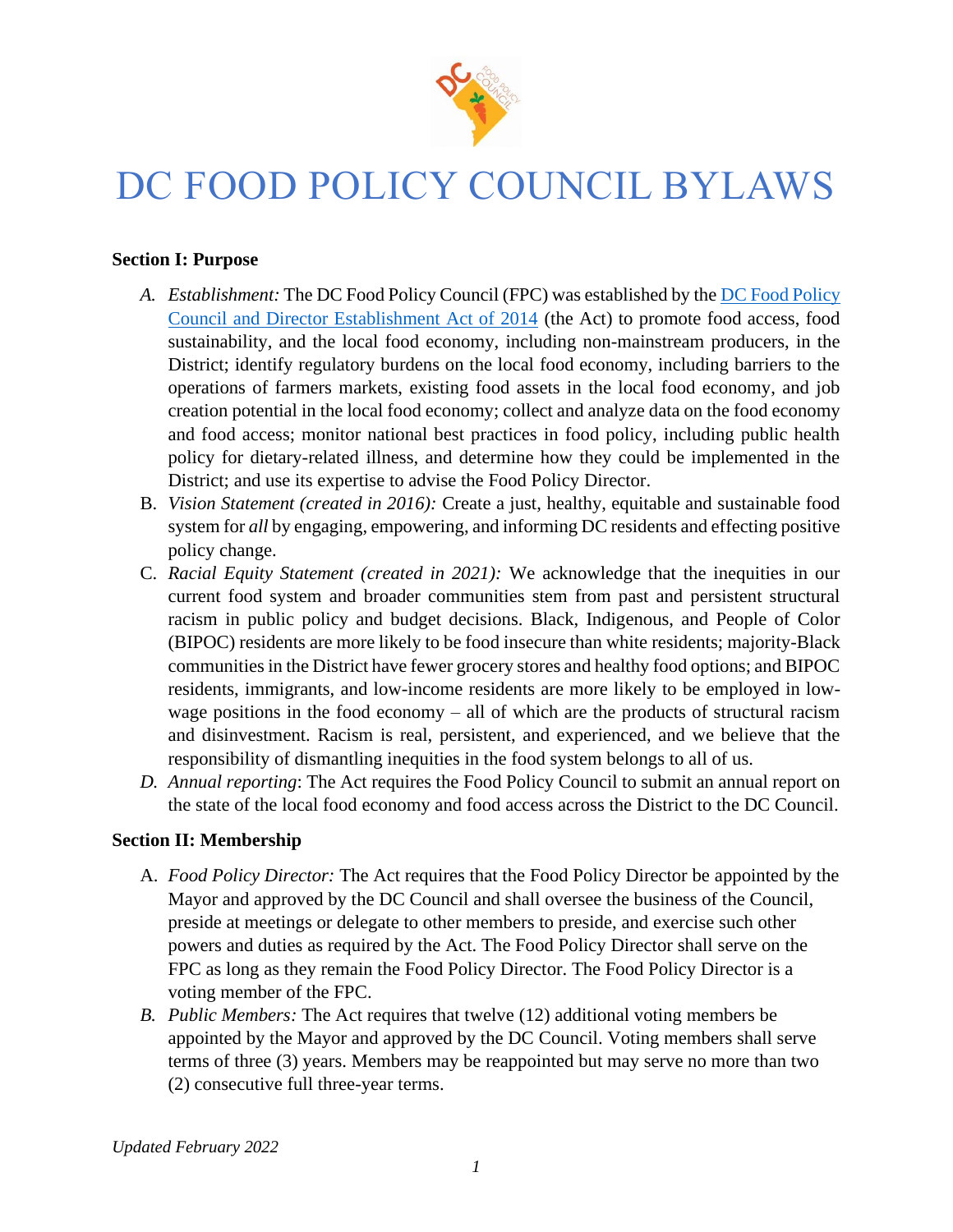# DC FOOD POLICY COUNCIL BYLAWS

**Section I: Purpose**

A. *Establishment:* The DC Food Policy Council (FPC) was established by the [DC Food Policy Council and Director Establishment Act of 2014](#) (the Act) to promote food access, food sustainability, and the local food economy, including non-mainstream producers, in the District; identify regulatory burdens on the local food economy, including barriers to the operations of farmers markets, existing food assets in the local food economy, and job creation potential in the local food economy; collect and analyze data on the food economy and food access; monitor national best practices in food policy, including public health policy for dietary-related illness, and determine how they could be implemented in the District; and use its expertise to advise the Food Policy Director.

B. *Vision Statement (created in 2016):* Create a just, healthy, equitable and sustainable food system for *all* by engaging, empowering, and informing DC residents and effecting positive policy change.

C. *Racial Equity Statement (created in 2021):* We acknowledge that the inequities in our current food system and broader communities stem from past and persistent structural racism in public policy and budget decisions. Black, Indigenous, and People of Color (BIPOC) residents are more likely to be food insecure than white residents; majority-Black communities in the District have fewer grocery stores and healthy food options; and BIPOC residents, immigrants, and low-income residents are more likely to be employed in low-wage positions in the food economy – all of which are the products of structural racism and disinvestment. Racism is real, persistent, and experienced, and we believe that the responsibility of dismantling inequities in the food system belongs to all of us.

D. *Annual reporting*: The Act requires the Food Policy Council to submit an annual report on the state of the local food economy and food access across the District to the DC Council.

**Section II: Membership**

A. *Food Policy Director:* The Act requires that the Food Policy Director be appointed by the Mayor and approved by the DC Council and shall oversee the business of the Council, preside at meetings or delegate to other members to preside, and exercise such other powers and duties as required by the Act. The Food Policy Director shall serve on the FPC as long as they remain the Food Policy Director. The Food Policy Director is a voting member of the FPC.

B. *Public Members:* The Act requires that twelve (12) additional voting members be appointed by the Mayor and approved by the DC Council. Voting members shall serve terms of three (3) years. Members may be reappointed but may serve no more than two (2) consecutive full three-year terms.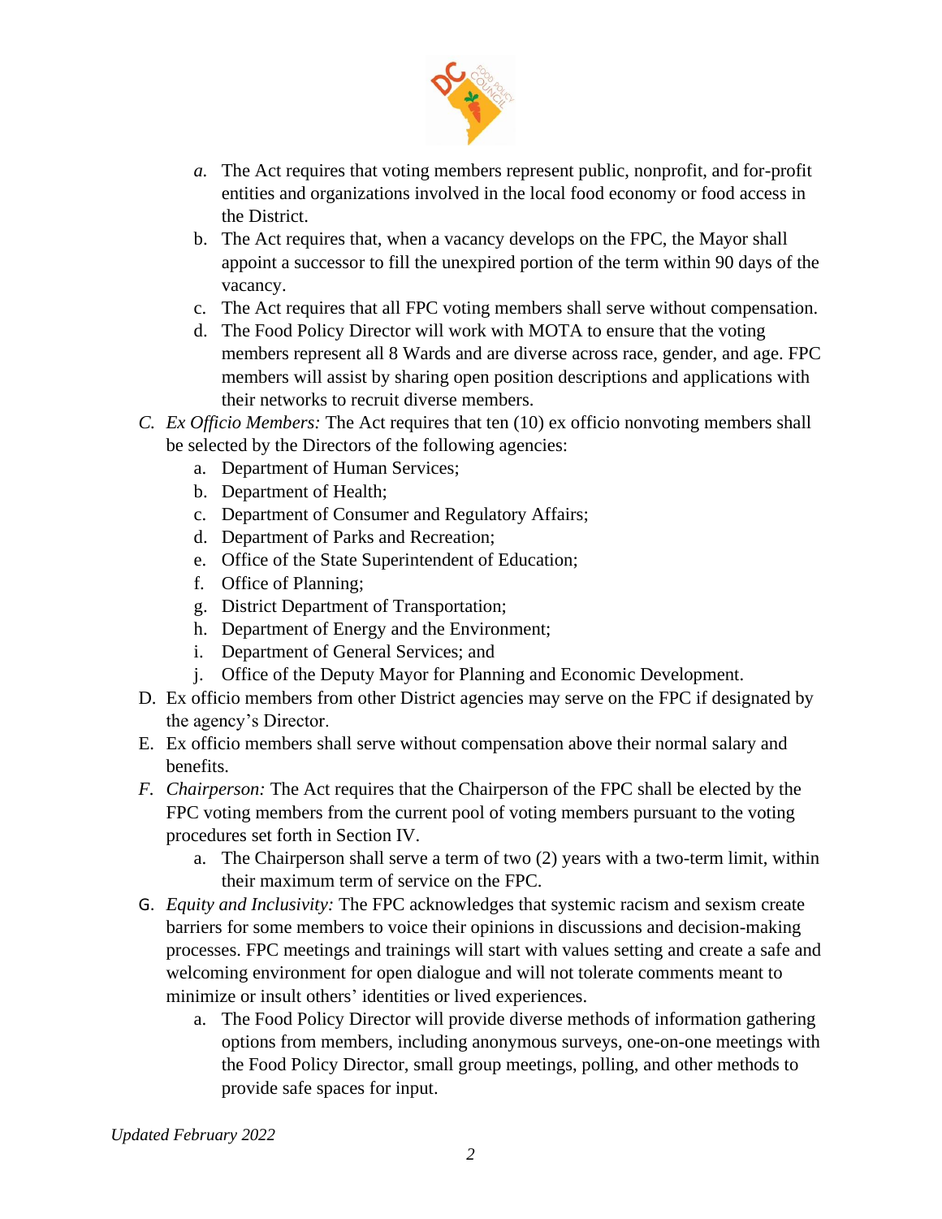a. The Act requires that voting members represent public, nonprofit, and for-profit entities and organizations involved in the local food economy or food access in the District.
   b. The Act requires that, when a vacancy develops on the FPC, the Mayor shall appoint a successor to fill the unexpired portion of the term within 90 days of the vacancy.
   c. The Act requires that all FPC voting members shall serve without compensation.
   d. The Food Policy Director will work with MOTA to ensure that the voting members represent all 8 Wards and are diverse across race, gender, and age. FPC members will assist by sharing open position descriptions and applications with their networks to recruit diverse members.

C. *Ex Officio Members:* The Act requires that ten (10) ex officio nonvoting members shall be selected by the Directors of the following agencies:
   a. Department of Human Services;
   b. Department of Health;
   c. Department of Consumer and Regulatory Affairs;
   d. Department of Parks and Recreation;
   e. Office of the State Superintendent of Education;
   f. Office of Planning;
   g. District Department of Transportation;
   h. Department of Energy and the Environment;
   i. Department of General Services; and
   j. Office of the Deputy Mayor for Planning and Economic Development.

D. Ex officio members from other District agencies may serve on the FPC if designated by the agency's Director.

E. Ex officio members shall serve without compensation above their normal salary and benefits.

F. *Chairperson:* The Act requires that the Chairperson of the FPC shall be elected by the FPC voting members from the current pool of voting members pursuant to the voting procedures set forth in Section IV.
   a. The Chairperson shall serve a term of two (2) years with a two-term limit, within their maximum term of service on the FPC.

G. *Equity and Inclusivity:* The FPC acknowledges that systemic racism and sexism create barriers for some members to voice their opinions in discussions and decision-making processes. FPC meetings and trainings will start with values setting and create a safe and welcoming environment for open dialogue and will not tolerate comments meant to minimize or insult others' identities or lived experiences.
   a. The Food Policy Director will provide diverse methods of information gathering options from members, including anonymous surveys, one-on-one meetings with the Food Policy Director, small group meetings, polling, and other methods to provide safe spaces for input.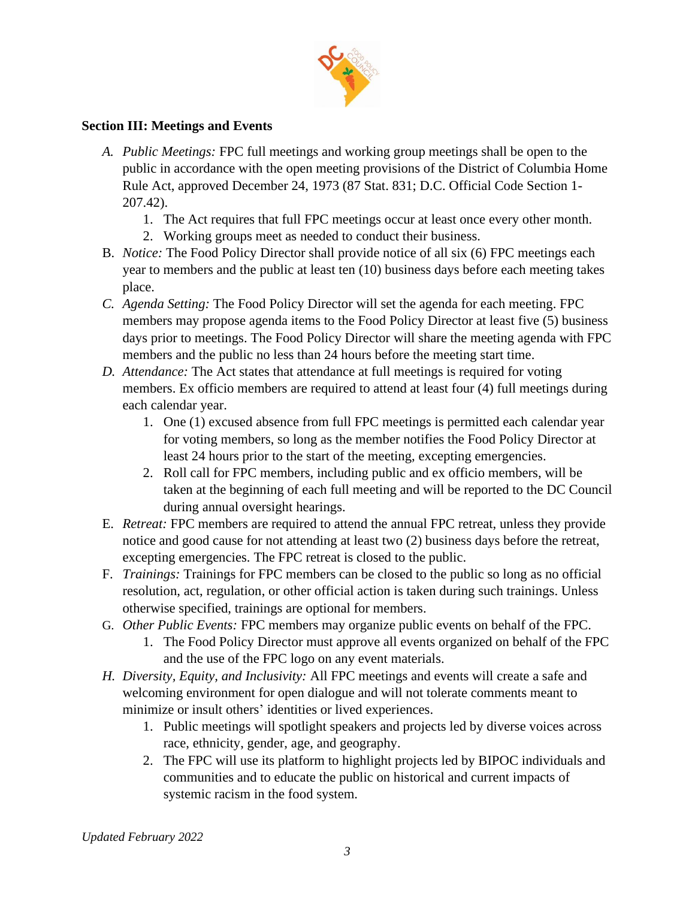**Section III: Meetings and Events**

A. *Public Meetings:* FPC full meetings and working group meetings shall be open to the public in accordance with the open meeting provisions of the District of Columbia Home Rule Act, approved December 24, 1973 (87 Stat. 831; D.C. Official Code Section 1-207.42).
   1. The Act requires that full FPC meetings occur at least once every other month.
   2. Working groups meet as needed to conduct their business.

B. *Notice:* The Food Policy Director shall provide notice of all six (6) FPC meetings each year to members and the public at least ten (10) business days before each meeting takes place.

C. *Agenda Setting:* The Food Policy Director will set the agenda for each meeting. FPC members may propose agenda items to the Food Policy Director at least five (5) business days prior to meetings. The Food Policy Director will share the meeting agenda with FPC members and the public no less than 24 hours before the meeting start time.

D. *Attendance:* The Act states that attendance at full meetings is required for voting members. Ex officio members are required to attend at least four (4) full meetings during each calendar year.
   1. One (1) excused absence from full FPC meetings is permitted each calendar year for voting members, so long as the member notifies the Food Policy Director at least 24 hours prior to the start of the meeting, excepting emergencies.
   2. Roll call for FPC members, including public and ex officio members, will be taken at the beginning of each full meeting and will be reported to the DC Council during annual oversight hearings.

E. *Retreat:* FPC members are required to attend the annual FPC retreat, unless they provide notice and good cause for not attending at least two (2) business days before the retreat, excepting emergencies. The FPC retreat is closed to the public.

F. *Trainings:* Trainings for FPC members can be closed to the public so long as no official resolution, act, regulation, or other official action is taken during such trainings. Unless otherwise specified, trainings are optional for members.

G. *Other Public Events:* FPC members may organize public events on behalf of the FPC.
   1. The Food Policy Director must approve all events organized on behalf of the FPC and the use of the FPC logo on any event materials.

H. *Diversity, Equity, and Inclusivity:* All FPC meetings and events will create a safe and welcoming environment for open dialogue and will not tolerate comments meant to minimize or insult others' identities or lived experiences.
   1. Public meetings will spotlight speakers and projects led by diverse voices across race, ethnicity, gender, age, and geography.
   2. The FPC will use its platform to highlight projects led by BIPOC individuals and communities and to educate the public on historical and current impacts of systemic racism in the food system.

*Updated February 2022*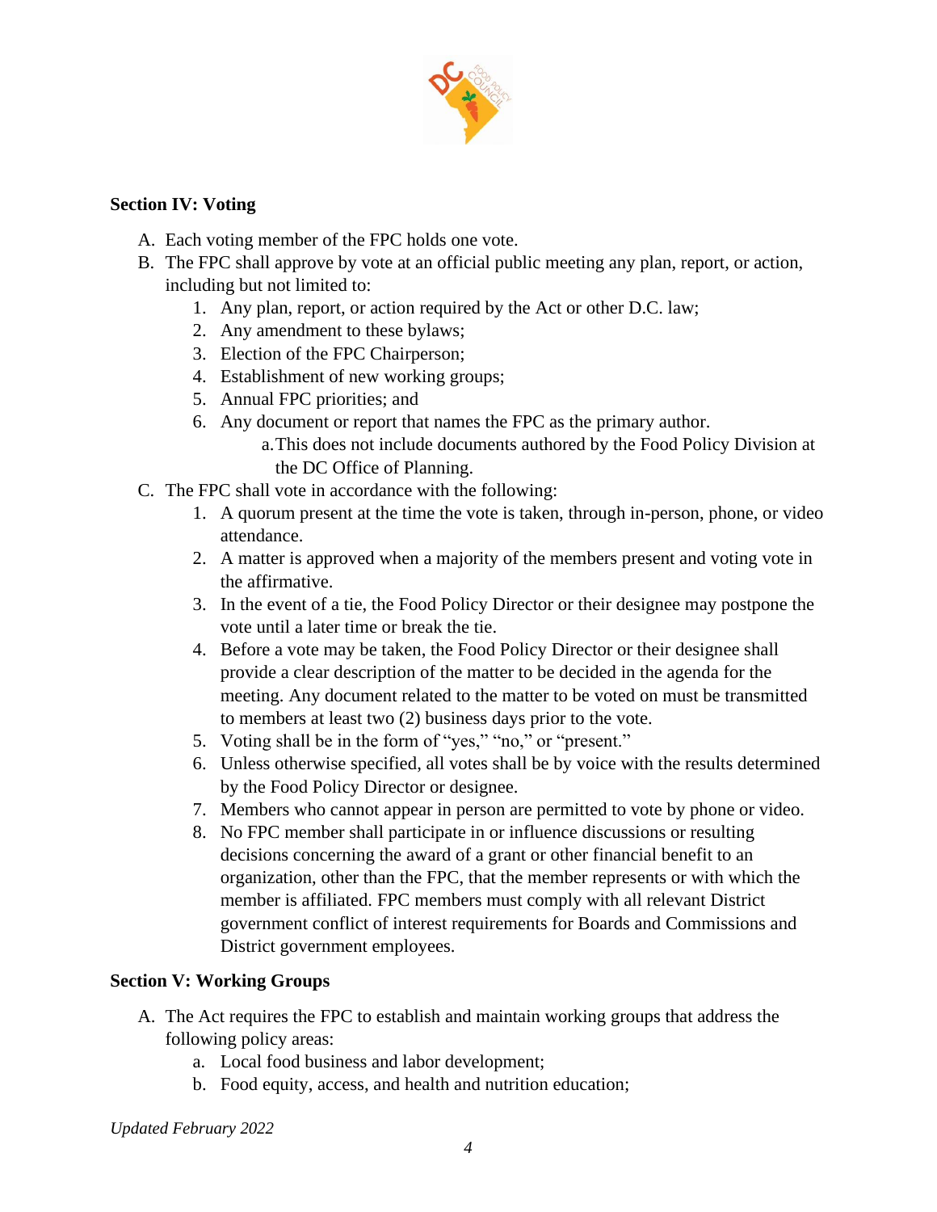**Section IV: Voting**

A. Each voting member of the FPC holds one vote.
B. The FPC shall approve by vote at an official public meeting any plan, report, or action, including but not limited to:
    1. Any plan, report, or action required by the Act or other D.C. law;
    2. Any amendment to these bylaws;
    3. Election of the FPC Chairperson;
    4. Establishment of new working groups;
    5. Annual FPC priorities; and
    6. Any document or report that names the FPC as the primary author.
        a. This does not include documents authored by the Food Policy Division at the DC Office of Planning.
C. The FPC shall vote in accordance with the following:
    1. A quorum present at the time the vote is taken, through in-person, phone, or video attendance.
    2. A matter is approved when a majority of the members present and voting vote in the affirmative.
    3. In the event of a tie, the Food Policy Director or their designee may postpone the vote until a later time or break the tie.
    4. Before a vote may be taken, the Food Policy Director or their designee shall provide a clear description of the matter to be decided in the agenda for the meeting. Any document related to the matter to be voted on must be transmitted to members at least two (2) business days prior to the vote.
    5. Voting shall be in the form of "yes," "no," or "present."
    6. Unless otherwise specified, all votes shall be by voice with the results determined by the Food Policy Director or designee.
    7. Members who cannot appear in person are permitted to vote by phone or video.
    8. No FPC member shall participate in or influence discussions or resulting decisions concerning the award of a grant or other financial benefit to an organization, other than the FPC, that the member represents or with which the member is affiliated. FPC members must comply with all relevant District government conflict of interest requirements for Boards and Commissions and District government employees.

**Section V: Working Groups**

A. The Act requires the FPC to establish and maintain working groups that address the following policy areas:
    a. Local food business and labor development;
    b. Food equity, access, and health and nutrition education;

*Updated February 2022*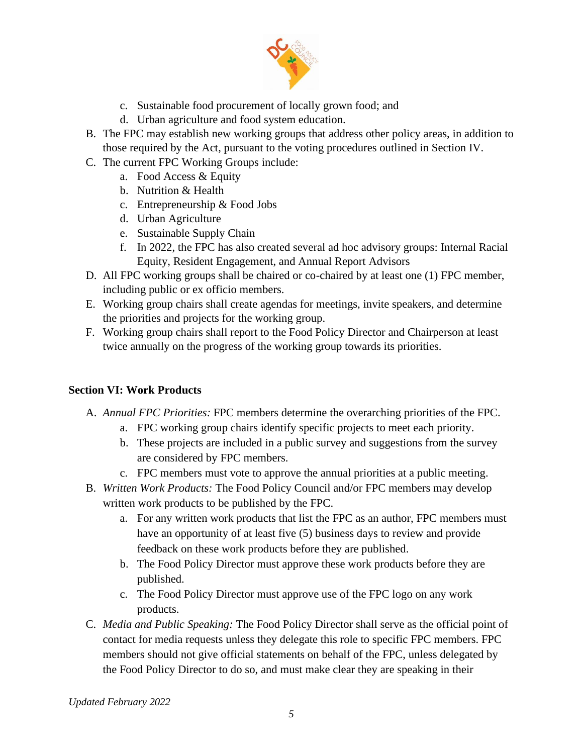c. Sustainable food procurement of locally grown food; and
d. Urban agriculture and food system education.

B. The FPC may establish new working groups that address other policy areas, in addition to those required by the Act, pursuant to the voting procedures outlined in Section IV.

C. The current FPC Working Groups include:
   a. Food Access & Equity
   b. Nutrition & Health
   c. Entrepreneurship & Food Jobs
   d. Urban Agriculture
   e. Sustainable Supply Chain
   f. In 2022, the FPC has also created several ad hoc advisory groups: Internal Racial Equity, Resident Engagement, and Annual Report Advisors

D. All FPC working groups shall be chaired or co-chaired by at least one (1) FPC member, including public or ex officio members.

E. Working group chairs shall create agendas for meetings, invite speakers, and determine the priorities and projects for the working group.

F. Working group chairs shall report to the Food Policy Director and Chairperson at least twice annually on the progress of the working group towards its priorities.

**Section VI: Work Products**

A. *Annual FPC Priorities:* FPC members determine the overarching priorities of the FPC.
   a. FPC working group chairs identify specific projects to meet each priority.
   b. These projects are included in a public survey and suggestions from the survey are considered by FPC members.
   c. FPC members must vote to approve the annual priorities at a public meeting.

B. *Written Work Products:* The Food Policy Council and/or FPC members may develop written work products to be published by the FPC.
   a. For any written work products that list the FPC as an author, FPC members must have an opportunity of at least five (5) business days to review and provide feedback on these work products before they are published.
   b. The Food Policy Director must approve these work products before they are published.
   c. The Food Policy Director must approve use of the FPC logo on any work products.

C. *Media and Public Speaking:* The Food Policy Director shall serve as the official point of contact for media requests unless they delegate this role to specific FPC members. FPC members should not give official statements on behalf of the FPC, unless delegated by the Food Policy Director to do so, and must make clear they are speaking in their

*Updated February 2022*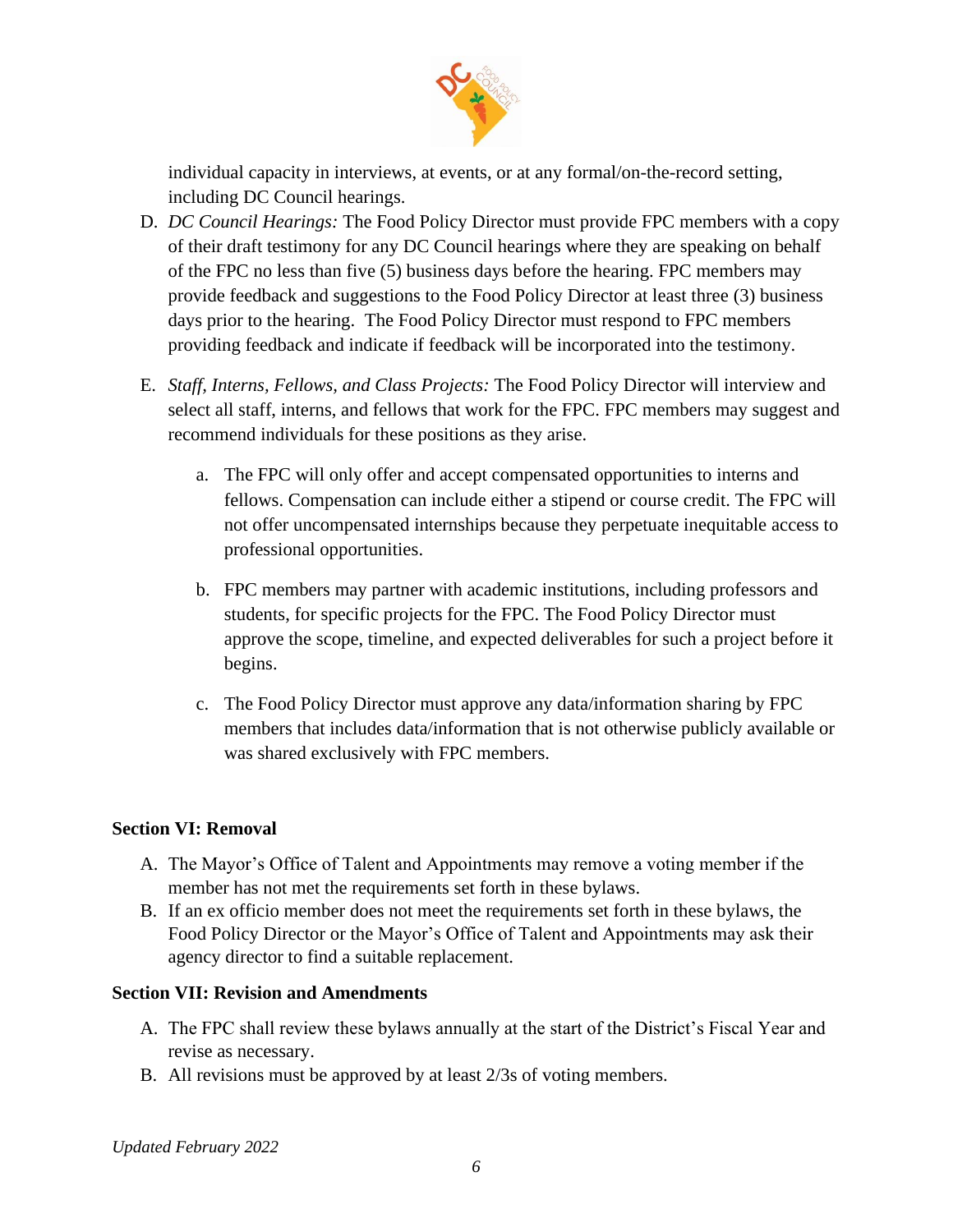individual capacity in interviews, at events, or at any formal/on-the-record setting, including DC Council hearings.

D. *DC Council Hearings:* The Food Policy Director must provide FPC members with a copy of their draft testimony for any DC Council hearings where they are speaking on behalf of the FPC no less than five (5) business days before the hearing. FPC members may provide feedback and suggestions to the Food Policy Director at least three (3) business days prior to the hearing. The Food Policy Director must respond to FPC members providing feedback and indicate if feedback will be incorporated into the testimony.

E. *Staff, Interns, Fellows, and Class Projects:* The Food Policy Director will interview and select all staff, interns, and fellows that work for the FPC. FPC members may suggest and recommend individuals for these positions as they arise.

   a. The FPC will only offer and accept compensated opportunities to interns and fellows. Compensation can include either a stipend or course credit. The FPC will not offer uncompensated internships because they perpetuate inequitable access to professional opportunities.

   b. FPC members may partner with academic institutions, including professors and students, for specific projects for the FPC. The Food Policy Director must approve the scope, timeline, and expected deliverables for such a project before it begins.

   c. The Food Policy Director must approve any data/information sharing by FPC members that includes data/information that is not otherwise publicly available or was shared exclusively with FPC members.

**Section VI: Removal**

A. The Mayor's Office of Talent and Appointments may remove a voting member if the member has not met the requirements set forth in these bylaws.

B. If an ex officio member does not meet the requirements set forth in these bylaws, the Food Policy Director or the Mayor's Office of Talent and Appointments may ask their agency director to find a suitable replacement.

**Section VII: Revision and Amendments**

A. The FPC shall review these bylaws annually at the start of the District's Fiscal Year and revise as necessary.

B. All revisions must be approved by at least 2/3s of voting members.

*Updated February 2022*